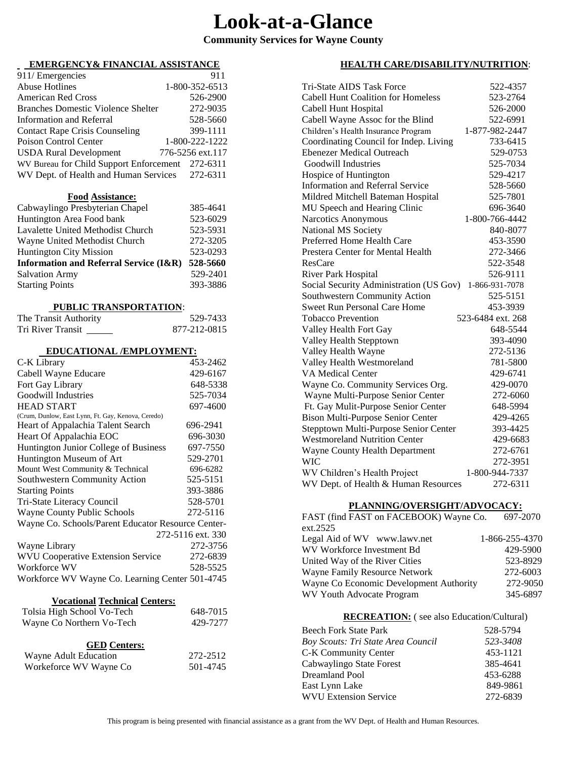# Look-at-a-Glance

**Community Services for Wayne County**

## EMERGENCY& FINANCIAL ASSISTANCE

| | |
|---|---|
| 911/ Emergencies | 911 |
| Abuse Hotlines | 1-800-352-6513 |
| American Red Cross | 526-2900 |
| Branches Domestic Violence Shelter | 272-9035 |
| Information and Referral | 528-5660 |
| Contact Rape Crisis Counseling | 399-1111 |
| Poison Control Center | 1-800-222-1222 |
| USDA Rural Development | 776-5256 ext.117 |
| WV Bureau for Child Support Enforcement | 272-6311 |
| WV Dept. of Health and Human Services | 272-6311 |

### Food Assistance:

| | |
|---|---|
| Cabwaylingo Presbyterian Chapel | 385-4641 |
| Huntington Area Food bank | 523-6029 |
| Lavalette United Methodist Church | 523-5931 |
| Wayne United Methodist Church | 272-3205 |
| Huntington City Mission | 523-0293 |
| **Information and Referral Service (I&R)** | **528-5660** |
| Salvation Army | 529-2401 |
| Starting Points | 393-3886 |

## PUBLIC TRANSPORTATION:

| | |
|---|---|
| The Transit Authority | 529-7433 |
| Tri River Transit | 877-212-0815 |

## EDUCATIONAL /EMPLOYMENT:

| | |
|---|---|
| C-K Library | 453-2462 |
| Cabell Wayne Educare | 429-6167 |
| Fort Gay Library | 648-5338 |
| Goodwill Industries | 525-7034 |
| HEAD START (Crum, Dunlow, East Lynn, Ft. Gay, Kenova, Ceredo) | 697-4600 |
| Heart of Appalachia Talent Search | 696-2941 |
| Heart Of Appalachia EOC | 696-3030 |
| Huntington Junior College of Business | 697-7550 |
| Huntington Museum of Art | 529-2701 |
| Mount West Community & Technical | 696-6282 |
| Southwestern Community Action | 525-5151 |
| Starting Points | 393-3886 |
| Tri-State Literacy Council | 528-5701 |
| Wayne County Public Schools | 272-5116 |
| Wayne Co. Schools/Parent Educator Resource Center- | 272-5116 ext. 330 |
| Wayne Library | 272-3756 |
| WVU Cooperative Extension Service | 272-6839 |
| Workforce WV | 528-5525 |
| Workforce WV Wayne Co. Learning Center | 501-4745 |

### Vocational Technical Centers:

| | |
|---|---|
| Tolsia High School Vo-Tech | 648-7015 |
| Wayne Co Northern Vo-Tech | 429-7277 |

### GED Centers:

| | |
|---|---|
| Wayne Adult Education | 272-2512 |
| Workeforce WV Wayne Co | 501-4745 |

## HEALTH CARE/DISABILITY/NUTRITION:

| | |
|---|---|
| Tri-State AIDS Task Force | 522-4357 |
| Cabell Hunt Coalition for Homeless | 523-2764 |
| Cabell Hunt Hospital | 526-2000 |
| Cabell Wayne Assoc for the Blind | 522-6991 |
| Children's Health Insurance Program | 1-877-982-2447 |
| Coordinating Council for Indep. Living | 733-6415 |
| Ebenezer Medical Outreach | 529-0753 |
| Goodwill Industries | 525-7034 |
| Hospice of Huntington | 529-4217 |
| Information and Referral Service | 528-5660 |
| Mildred Mitchell Bateman Hospital | 525-7801 |
| MU Speech and Hearing Clinic | 696-3640 |
| Narcotics Anonymous | 1-800-766-4442 |
| National MS Society | 840-8077 |
| Preferred Home Health Care | 453-3590 |
| Prestera Center for Mental Health | 272-3466 |
| ResCare | 522-3548 |
| River Park Hospital | 526-9111 |
| Social Security Administration (US Gov) | 1-866-931-7078 |
| Southwestern Community Action | 525-5151 |
| Sweet Run Personal Care Home | 453-3939 |
| Tobacco Prevention | 523-6484 ext. 268 |
| Valley Health Fort Gay | 648-5544 |
| Valley Health Stepptown | 393-4090 |
| Valley Health Wayne | 272-5136 |
| Valley Health Westmoreland | 781-5800 |
| VA Medical Center | 429-6741 |
| Wayne Co. Community Services Org. | 429-0070 |
| Wayne Multi-Purpose Senior Center | 272-6060 |
| Ft. Gay Mulit-Purpose Senior Center | 648-5994 |
| Bison Multi-Purpose Senior Center | 429-4265 |
| Stepptown Multi-Purpose Senior Center | 393-4425 |
| Westmoreland Nutrition Center | 429-6683 |
| Wayne County Health Department | 272-6761 |
| WIC | 272-3951 |
| WV Children's Health Project | 1-800-944-7337 |
| WV Dept. of Health & Human Resources | 272-6311 |

## PLANNING/OVERSIGHT/ADVOCACY:

| | |
|---|---|
| FAST (find FAST on FACEBOOK) Wayne Co. | 697-2070 ext.2525 |
| Legal Aid of WV www.lawv.net | 1-866-255-4370 |
| WV Workforce Investment Bd | 429-5900 |
| United Way of the River Cities | 523-8929 |
| Wayne Family Resource Network | 272-6003 |
| Wayne Co Economic Development Authority | 272-9050 |
| WV Youth Advocate Program | 345-6897 |

## RECREATION: ( see also Education/Cultural)

| | |
|---|---|
| Beech Fork State Park | 528-5794 |
| *Boy Scouts: Tri State Area Council* | *523-3408* |
| C-K Community Center | 453-1121 |
| Cabwaylingo State Forest | 385-4641 |
| Dreamland Pool | 453-6288 |
| East Lynn Lake | 849-9861 |
| WVU Extension Service | 272-6839 |

This program is being presented with financial assistance as a grant from the WV Dept. of Health and Human Resources.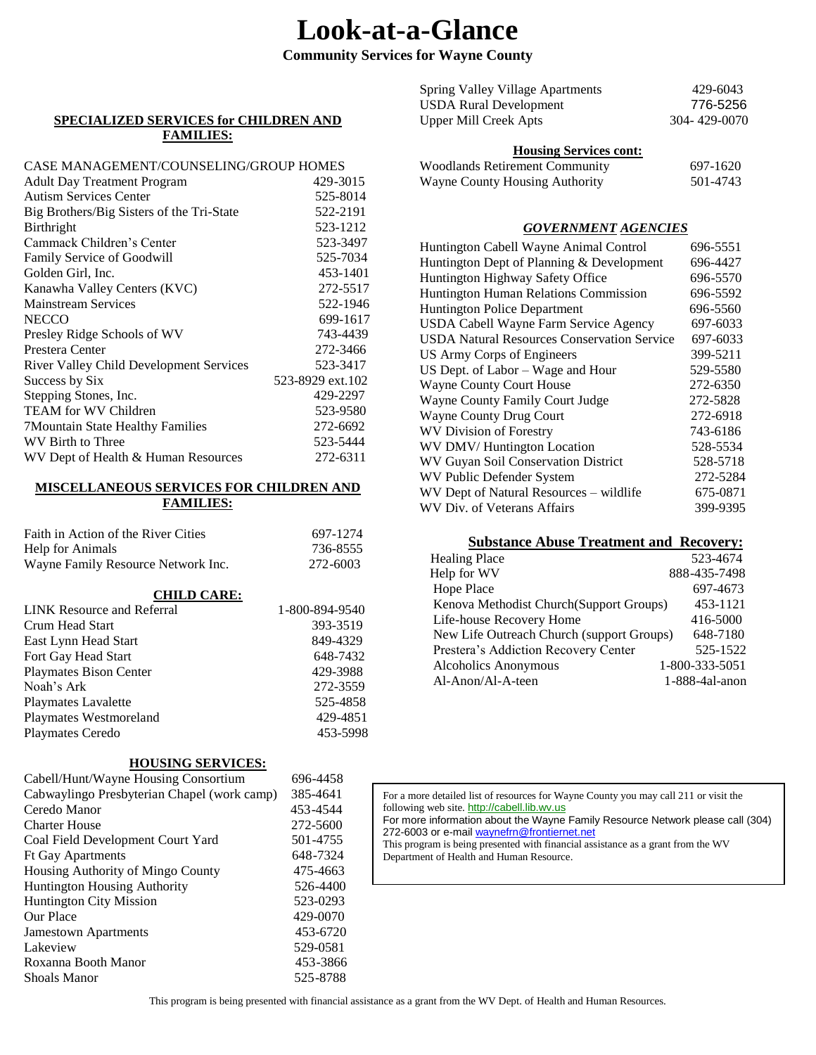# Look-at-a-Glance

**Community Services for Wayne County**

## SPECIALIZED SERVICES for CHILDREN AND FAMILIES:

| CASE MANAGEMENT/COUNSELING/GROUP HOMES | |
|---|---|
| Adult Day Treatment Program | 429-3015 |
| Autism Services Center | 525-8014 |
| Big Brothers/Big Sisters of the Tri-State | 522-2191 |
| Birthright | 523-1212 |
| Cammack Children's Center | 523-3497 |
| Family Service of Goodwill | 525-7034 |
| Golden Girl, Inc. | 453-1401 |
| Kanawha Valley Centers (KVC) | 272-5517 |
| Mainstream Services | 522-1946 |
| NECCO | 699-1617 |
| Presley Ridge Schools of WV | 743-4439 |
| Prestera Center | 272-3466 |
| River Valley Child Development Services | 523-3417 |
| Success by Six | 523-8929 ext.102 |
| Stepping Stones, Inc. | 429-2297 |
| TEAM for WV Children | 523-9580 |
| 7Mountain State Healthy Families | 272-6692 |
| WV Birth to Three | 523-5444 |
| WV Dept of Health & Human Resources | 272-6311 |

## MISCELLANEOUS SERVICES FOR CHILDREN AND FAMILIES:

| | |
|---|---|
| Faith in Action of the River Cities | 697-1274 |
| Help for Animals | 736-8555 |
| Wayne Family Resource Network Inc. | 272-6003 |

## CHILD CARE:

| | |
|---|---|
| LINK Resource and Referral | 1-800-894-9540 |
| Crum Head Start | 393-3519 |
| East Lynn Head Start | 849-4329 |
| Fort Gay Head Start | 648-7432 |
| Playmates Bison Center | 429-3988 |
| Noah's Ark | 272-3559 |
| Playmates Lavalette | 525-4858 |
| Playmates Westmoreland | 429-4851 |
| Playmates Ceredo | 453-5998 |

## HOUSING SERVICES:

| | |
|---|---|
| Cabell/Hunt/Wayne Housing Consortium | 696-4458 |
| Cabwaylingo Presbyterian Chapel (work camp) | 385-4641 |
| Ceredo Manor | 453-4544 |
| Charter House | 272-5600 |
| Coal Field Development Court Yard | 501-4755 |
| Ft Gay Apartments | 648-7324 |
| Housing Authority of Mingo County | 475-4663 |
| Huntington Housing Authority | 526-4400 |
| Huntington City Mission | 523-0293 |
| Our Place | 429-0070 |
| Jamestown Apartments | 453-6720 |
| Lakeview | 529-0581 |
| Roxanna Booth Manor | 453-3866 |
| Shoals Manor | 525-8788 |
| Spring Valley Village Apartments | 429-6043 |
| USDA Rural Development | 776-5256 |
| Upper Mill Creek Apts | 304- 429-0070 |

**Housing Services cont:**

| | |
|---|---|
| Woodlands Retirement Community | 697-1620 |
| Wayne County Housing Authority | 501-4743 |

## *GOVERNMENT AGENCIES*

| | |
|---|---|
| Huntington Cabell Wayne Animal Control | 696-5551 |
| Huntington Dept of Planning & Development | 696-4427 |
| Huntington Highway Safety Office | 696-5570 |
| Huntington Human Relations Commission | 696-5592 |
| Huntington Police Department | 696-5560 |
| USDA Cabell Wayne Farm Service Agency | 697-6033 |
| USDA Natural Resources Conservation Service | 697-6033 |
| US Army Corps of Engineers | 399-5211 |
| US Dept. of Labor – Wage and Hour | 529-5580 |
| Wayne County Court House | 272-6350 |
| Wayne County Family Court Judge | 272-5828 |
| Wayne County Drug Court | 272-6918 |
| WV Division of Forestry | 743-6186 |
| WV DMV/ Huntington Location | 528-5534 |
| WV Guyan Soil Conservation District | 528-5718 |
| WV Public Defender System | 272-5284 |
| WV Dept of Natural Resources – wildlife | 675-0871 |
| WV Div. of Veterans Affairs | 399-9395 |

## Substance Abuse Treatment and Recovery:

| | |
|---|---|
| Healing Place | 523-4674 |
| Help for WV | 888-435-7498 |
| Hope Place | 697-4673 |
| Kenova Methodist Church(Support Groups) | 453-1121 |
| Life-house Recovery Home | 416-5000 |
| New Life Outreach Church (support Groups) | 648-7180 |
| Prestera's Addiction Recovery Center | 525-1522 |
| Alcoholics Anonymous | 1-800-333-5051 |
| Al-Anon/Al-A-teen | 1-888-4al-anon |

For a more detailed list of resources for Wayne County you may call 211 or visit the following web site. http://cabell.lib.wv.us
For more information about the Wayne Family Resource Network please call (304) 272-6003 or e-mail waynefrn@frontiernet.net
This program is being presented with financial assistance as a grant from the WV Department of Health and Human Resource.

This program is being presented with financial assistance as a grant from the WV Dept. of Health and Human Resources.